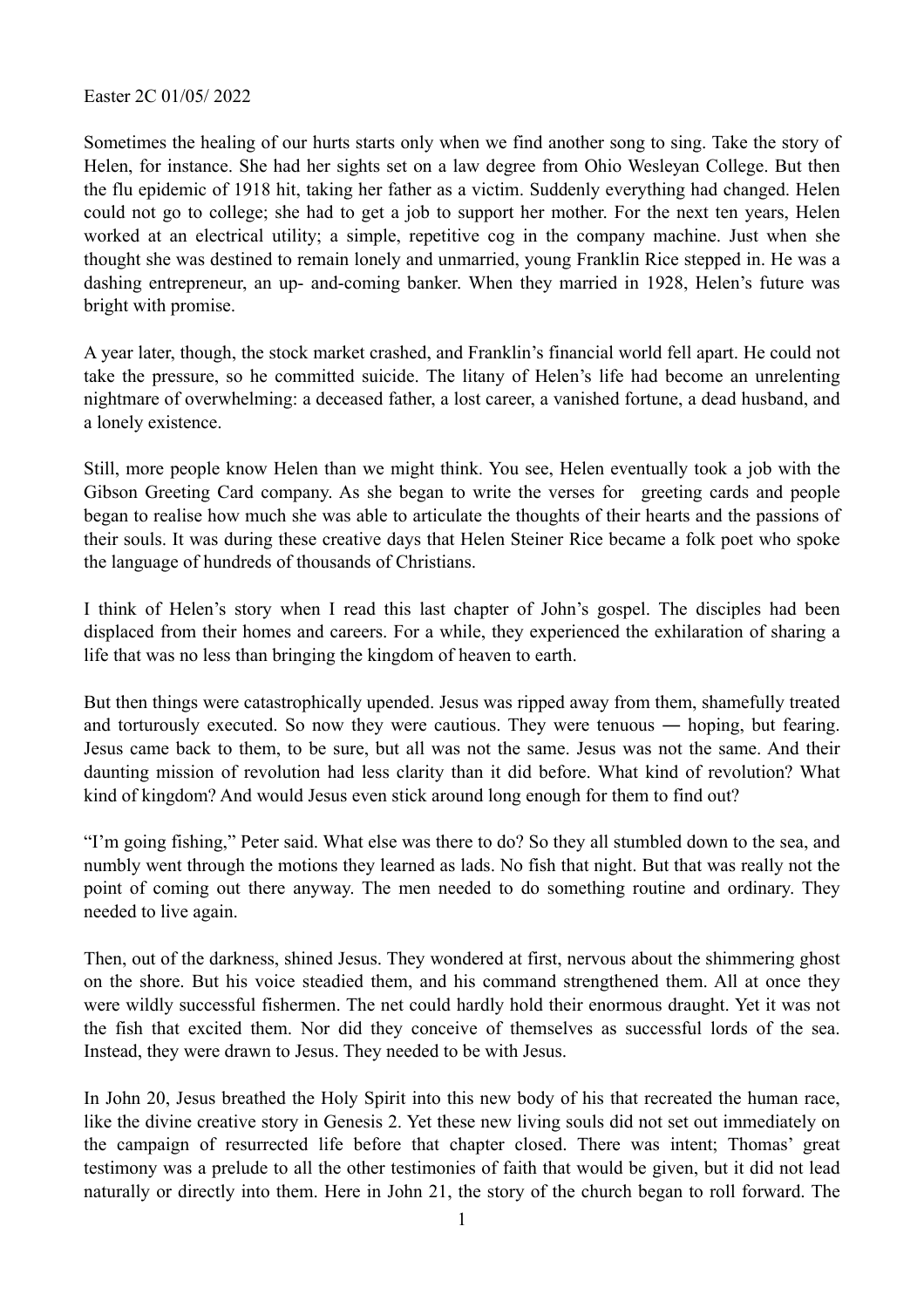Easter 2C 01/05/ 2022

Sometimes the healing of our hurts starts only when we find another song to sing. Take the story of Helen, for instance. She had her sights set on a law degree from Ohio Wesleyan College. But then the flu epidemic of 1918 hit, taking her father as a victim. Suddenly everything had changed. Helen could not go to college; she had to get a job to support her mother. For the next ten years, Helen worked at an electrical utility; a simple, repetitive cog in the company machine. Just when she thought she was destined to remain lonely and unmarried, young Franklin Rice stepped in. He was a dashing entrepreneur, an up- and-coming banker. When they married in 1928, Helen's future was bright with promise.

A year later, though, the stock market crashed, and Franklin's financial world fell apart. He could not take the pressure, so he committed suicide. The litany of Helen's life had become an unrelenting nightmare of overwhelming: a deceased father, a lost career, a vanished fortune, a dead husband, and a lonely existence.

Still, more people know Helen than we might think. You see, Helen eventually took a job with the Gibson Greeting Card company. As she began to write the verses for greeting cards and people began to realise how much she was able to articulate the thoughts of their hearts and the passions of their souls. It was during these creative days that Helen Steiner Rice became a folk poet who spoke the language of hundreds of thousands of Christians.

I think of Helen's story when I read this last chapter of John's gospel. The disciples had been displaced from their homes and careers. For a while, they experienced the exhilaration of sharing a life that was no less than bringing the kingdom of heaven to earth.

But then things were catastrophically upended. Jesus was ripped away from them, shamefully treated and torturously executed. So now they were cautious. They were tenuous ― hoping, but fearing. Jesus came back to them, to be sure, but all was not the same. Jesus was not the same. And their daunting mission of revolution had less clarity than it did before. What kind of revolution? What kind of kingdom? And would Jesus even stick around long enough for them to find out?

"I'm going fishing," Peter said. What else was there to do? So they all stumbled down to the sea, and numbly went through the motions they learned as lads. No fish that night. But that was really not the point of coming out there anyway. The men needed to do something routine and ordinary. They needed to live again.

Then, out of the darkness, shined Jesus. They wondered at first, nervous about the shimmering ghost on the shore. But his voice steadied them, and his command strengthened them. All at once they were wildly successful fishermen. The net could hardly hold their enormous draught. Yet it was not the fish that excited them. Nor did they conceive of themselves as successful lords of the sea. Instead, they were drawn to Jesus. They needed to be with Jesus.

In John 20, Jesus breathed the Holy Spirit into this new body of his that recreated the human race, like the divine creative story in Genesis 2. Yet these new living souls did not set out immediately on the campaign of resurrected life before that chapter closed. There was intent; Thomas' great testimony was a prelude to all the other testimonies of faith that would be given, but it did not lead naturally or directly into them. Here in John 21, the story of the church began to roll forward. The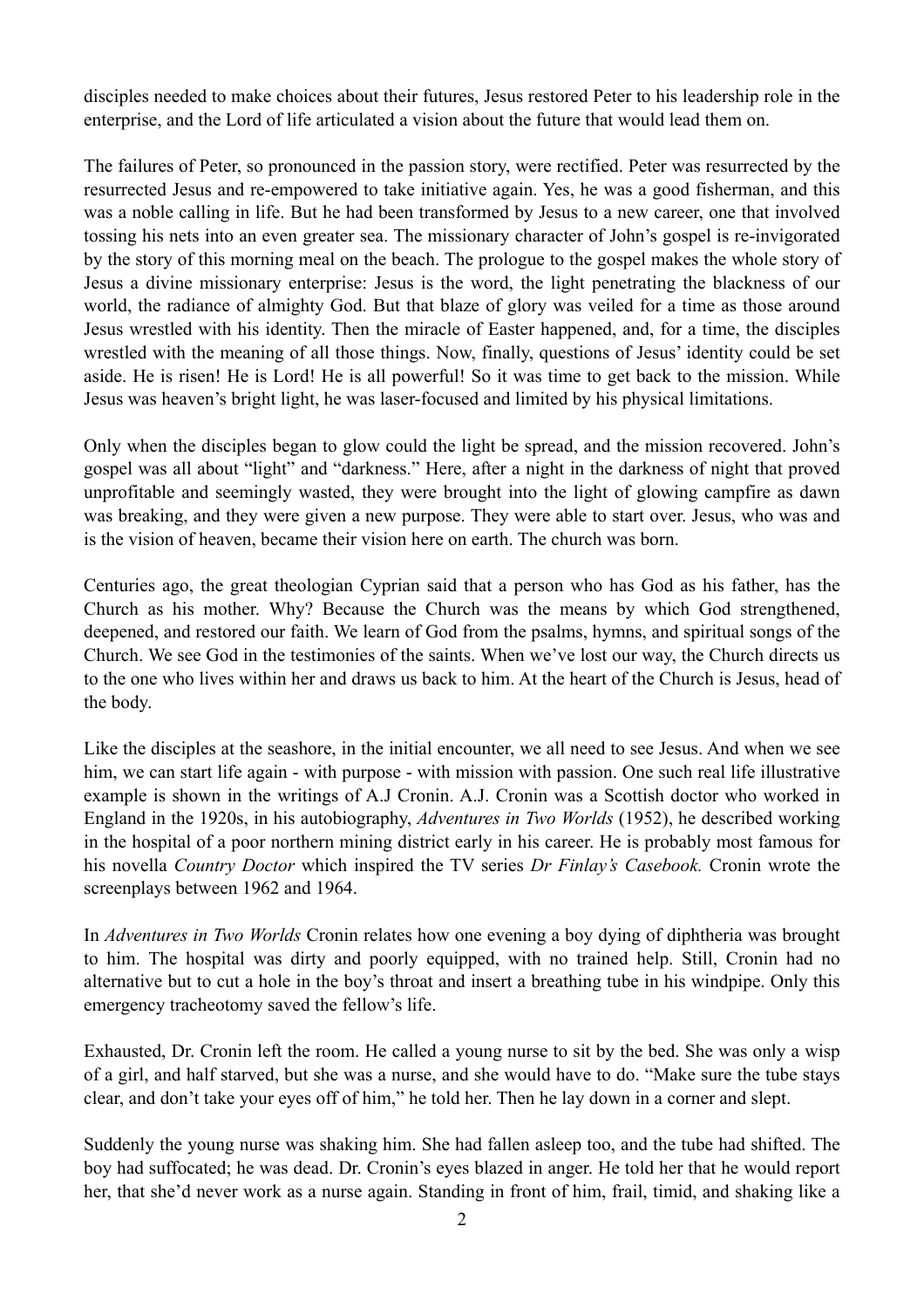disciples needed to make choices about their futures, Jesus restored Peter to his leadership role in the enterprise, and the Lord of life articulated a vision about the future that would lead them on.

The failures of Peter, so pronounced in the passion story, were rectified. Peter was resurrected by the resurrected Jesus and re-empowered to take initiative again. Yes, he was a good fisherman, and this was a noble calling in life. But he had been transformed by Jesus to a new career, one that involved tossing his nets into an even greater sea. The missionary character of John's gospel is re-invigorated by the story of this morning meal on the beach. The prologue to the gospel makes the whole story of Jesus a divine missionary enterprise: Jesus is the word, the light penetrating the blackness of our world, the radiance of almighty God. But that blaze of glory was veiled for a time as those around Jesus wrestled with his identity. Then the miracle of Easter happened, and, for a time, the disciples wrestled with the meaning of all those things. Now, finally, questions of Jesus' identity could be set aside. He is risen! He is Lord! He is all powerful! So it was time to get back to the mission. While Jesus was heaven's bright light, he was laser-focused and limited by his physical limitations.

Only when the disciples began to glow could the light be spread, and the mission recovered. John's gospel was all about "light" and "darkness." Here, after a night in the darkness of night that proved unprofitable and seemingly wasted, they were brought into the light of glowing campfire as dawn was breaking, and they were given a new purpose. They were able to start over. Jesus, who was and is the vision of heaven, became their vision here on earth. The church was born.

Centuries ago, the great theologian Cyprian said that a person who has God as his father, has the Church as his mother. Why? Because the Church was the means by which God strengthened, deepened, and restored our faith. We learn of God from the psalms, hymns, and spiritual songs of the Church. We see God in the testimonies of the saints. When we've lost our way, the Church directs us to the one who lives within her and draws us back to him. At the heart of the Church is Jesus, head of the body.

Like the disciples at the seashore, in the initial encounter, we all need to see Jesus. And when we see him, we can start life again - with purpose - with mission with passion. One such real life illustrative example is shown in the writings of A.J Cronin. A.J. Cronin was a Scottish doctor who worked in England in the 1920s, in his autobiography, *Adventures in Two Worlds* (1952), he described working in the hospital of a poor northern mining district early in his career. He is probably most famous for his novella *Country Doctor* which inspired the TV series *Dr Finlay's Casebook.* Cronin wrote the screenplays between 1962 and 1964.

In *Adventures in Two Worlds* Cronin relates how one evening a boy dying of diphtheria was brought to him. The hospital was dirty and poorly equipped, with no trained help. Still, Cronin had no alternative but to cut a hole in the boy's throat and insert a breathing tube in his windpipe. Only this emergency tracheotomy saved the fellow's life.

Exhausted, Dr. Cronin left the room. He called a young nurse to sit by the bed. She was only a wisp of a girl, and half starved, but she was a nurse, and she would have to do. "Make sure the tube stays clear, and don't take your eyes off of him," he told her. Then he lay down in a corner and slept.

Suddenly the young nurse was shaking him. She had fallen asleep too, and the tube had shifted. The boy had suffocated; he was dead. Dr. Cronin's eyes blazed in anger. He told her that he would report her, that she'd never work as a nurse again. Standing in front of him, frail, timid, and shaking like a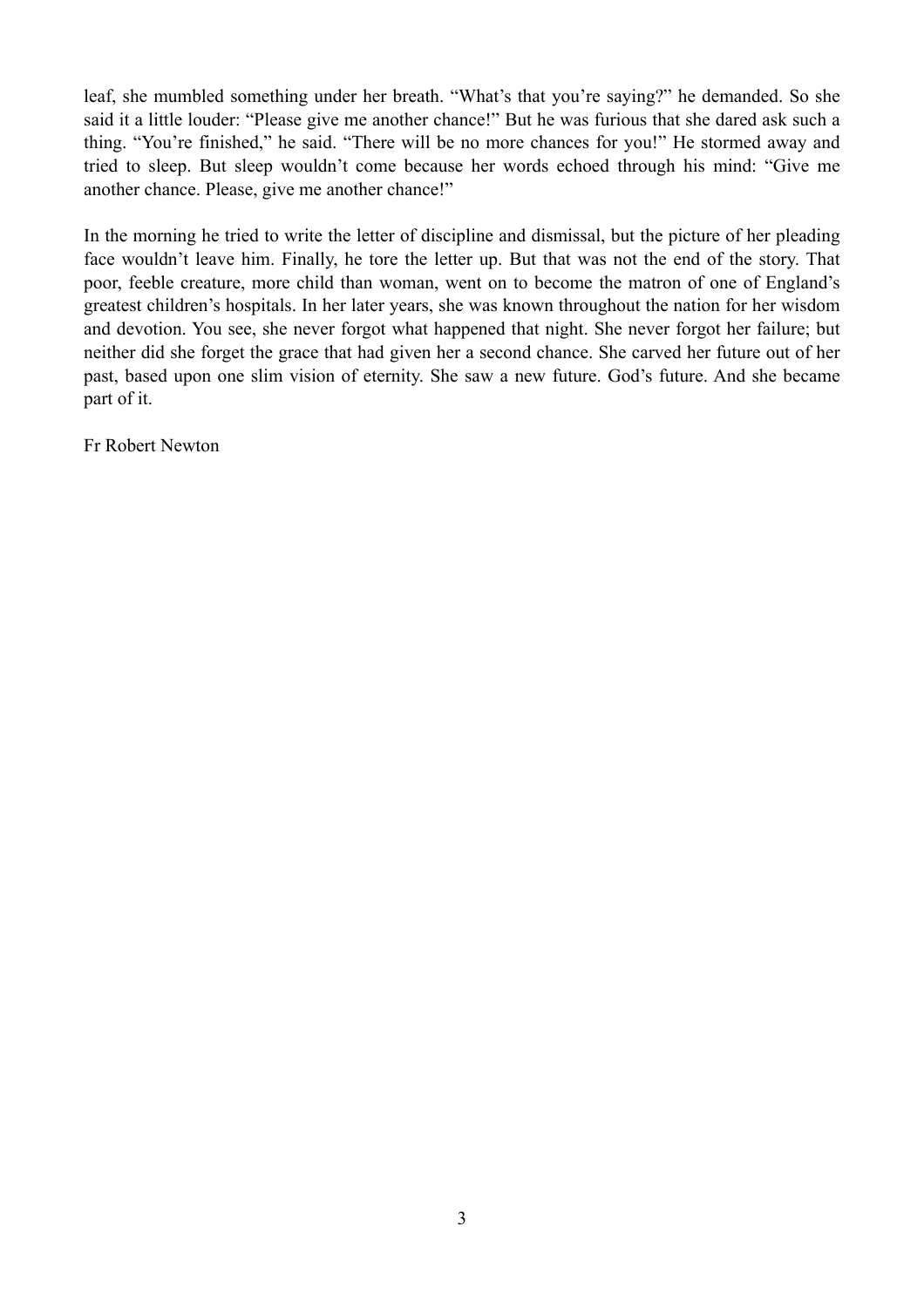leaf, she mumbled something under her breath. "What's that you're saying?" he demanded. So she said it a little louder: "Please give me another chance!" But he was furious that she dared ask such a thing. "You're finished," he said. "There will be no more chances for you!" He stormed away and tried to sleep. But sleep wouldn't come because her words echoed through his mind: "Give me another chance. Please, give me another chance!"

In the morning he tried to write the letter of discipline and dismissal, but the picture of her pleading face wouldn't leave him. Finally, he tore the letter up. But that was not the end of the story. That poor, feeble creature, more child than woman, went on to become the matron of one of England's greatest children's hospitals. In her later years, she was known throughout the nation for her wisdom and devotion. You see, she never forgot what happened that night. She never forgot her failure; but neither did she forget the grace that had given her a second chance. She carved her future out of her past, based upon one slim vision of eternity. She saw a new future. God's future. And she became part of it.

Fr Robert Newton